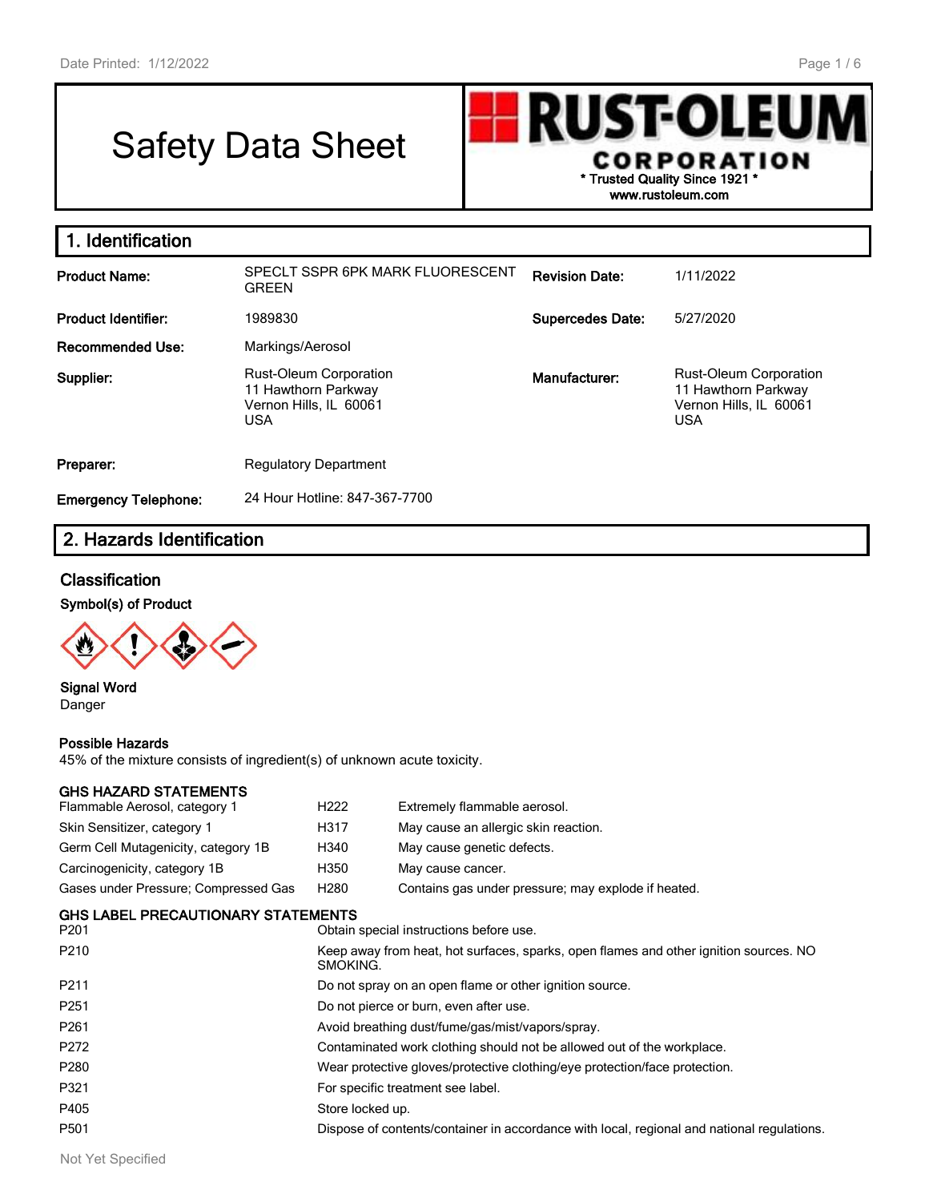# Safety Data Sheet

**RUST-OLEUM CORPORATION**
\* Trusted Quality Since 1921 \*
www.rustoleum.com

## 1. Identification

| | | | |
|---|---|---|---|
| **Product Name:** | SPECLT SSPR 6PK MARK FLUORESCENT GREEN | **Revision Date:** | 1/11/2022 |
| **Product Identifier:** | 1989830 | **Supercedes Date:** | 5/27/2020 |
| **Recommended Use:** | Markings/Aerosol | | |
| **Supplier:** | Rust-Oleum Corporation<br>11 Hawthorn Parkway<br>Vernon Hills, IL 60061<br>USA | **Manufacturer:** | Rust-Oleum Corporation<br>11 Hawthorn Parkway<br>Vernon Hills, IL 60061<br>USA |
| **Preparer:** | Regulatory Department | | |
| **Emergency Telephone:** | 24 Hour Hotline: 847-367-7700 | | |

## 2. Hazards Identification

### Classification

**Symbol(s) of Product**

**Signal Word**
Danger

**Possible Hazards**
45% of the mixture consists of ingredient(s) of unknown acute toxicity.

**GHS HAZARD STATEMENTS**

| | | |
|---|---|---|
| Flammable Aerosol, category 1 | H222 | Extremely flammable aerosol. |
| Skin Sensitizer, category 1 | H317 | May cause an allergic skin reaction. |
| Germ Cell Mutagenicity, category 1B | H340 | May cause genetic defects. |
| Carcinogenicity, category 1B | H350 | May cause cancer. |
| Gases under Pressure; Compressed Gas | H280 | Contains gas under pressure; may explode if heated. |

**GHS LABEL PRECAUTIONARY STATEMENTS**

| | |
|---|---|
| P201 | Obtain special instructions before use. |
| P210 | Keep away from heat, hot surfaces, sparks, open flames and other ignition sources. NO SMOKING. |
| P211 | Do not spray on an open flame or other ignition source. |
| P251 | Do not pierce or burn, even after use. |
| P261 | Avoid breathing dust/fume/gas/mist/vapors/spray. |
| P272 | Contaminated work clothing should not be allowed out of the workplace. |
| P280 | Wear protective gloves/protective clothing/eye protection/face protection. |
| P321 | For specific treatment see label. |
| P405 | Store locked up. |
| P501 | Dispose of contents/container in accordance with local, regional and national regulations. |

Not Yet Specified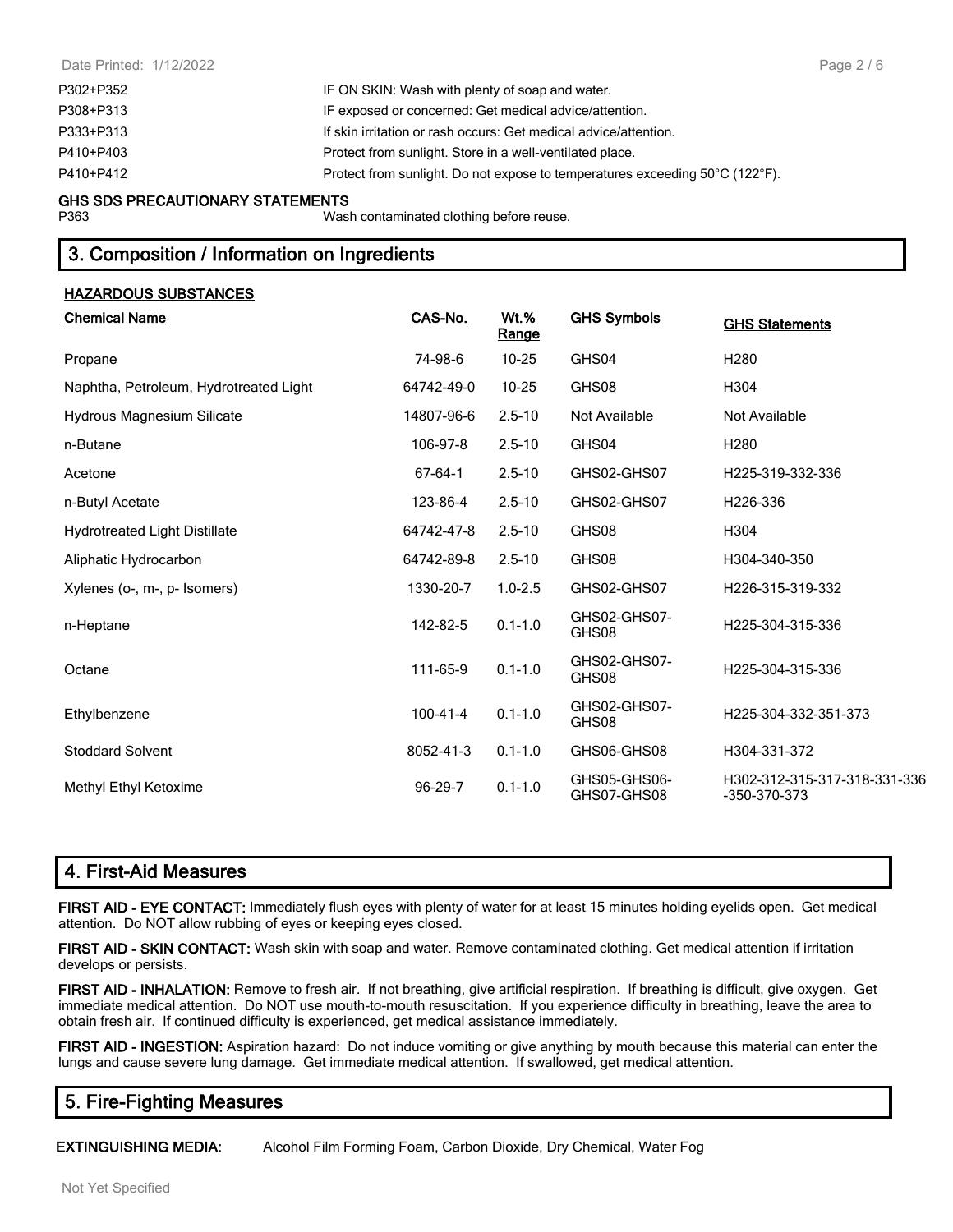| | |
|---|---|
| P302+P352 | IF ON SKIN: Wash with plenty of soap and water. |
| P308+P313 | IF exposed or concerned: Get medical advice/attention. |
| P333+P313 | If skin irritation or rash occurs: Get medical advice/attention. |
| P410+P403 | Protect from sunlight. Store in a well-ventilated place. |
| P410+P412 | Protect from sunlight. Do not expose to temperatures exceeding 50°C (122°F). |

**GHS SDS PRECAUTIONARY STATEMENTS**

| | |
|---|---|
| P363 | Wash contaminated clothing before reuse. |

## 3. Composition / Information on Ingredients

**HAZARDOUS SUBSTANCES**

| Chemical Name | CAS-No. | Wt.% Range | GHS Symbols | GHS Statements |
|---|---|---|---|---|
| Propane | 74-98-6 | 10-25 | GHS04 | H280 |
| Naphtha, Petroleum, Hydrotreated Light | 64742-49-0 | 10-25 | GHS08 | H304 |
| Hydrous Magnesium Silicate | 14807-96-6 | 2.5-10 | Not Available | Not Available |
| n-Butane | 106-97-8 | 2.5-10 | GHS04 | H280 |
| Acetone | 67-64-1 | 2.5-10 | GHS02-GHS07 | H225-319-332-336 |
| n-Butyl Acetate | 123-86-4 | 2.5-10 | GHS02-GHS07 | H226-336 |
| Hydrotreated Light Distillate | 64742-47-8 | 2.5-10 | GHS08 | H304 |
| Aliphatic Hydrocarbon | 64742-89-8 | 2.5-10 | GHS08 | H304-340-350 |
| Xylenes (o-, m-, p- Isomers) | 1330-20-7 | 1.0-2.5 | GHS02-GHS07 | H226-315-319-332 |
| n-Heptane | 142-82-5 | 0.1-1.0 | GHS02-GHS07-GHS08 | H225-304-315-336 |
| Octane | 111-65-9 | 0.1-1.0 | GHS02-GHS07-GHS08 | H225-304-315-336 |
| Ethylbenzene | 100-41-4 | 0.1-1.0 | GHS02-GHS07-GHS08 | H225-304-332-351-373 |
| Stoddard Solvent | 8052-41-3 | 0.1-1.0 | GHS06-GHS08 | H304-331-372 |
| Methyl Ethyl Ketoxime | 96-29-7 | 0.1-1.0 | GHS05-GHS06-GHS07-GHS08 | H302-312-315-317-318-331-336-350-370-373 |

## 4. First-Aid Measures

**FIRST AID - EYE CONTACT:** Immediately flush eyes with plenty of water for at least 15 minutes holding eyelids open. Get medical attention. Do NOT allow rubbing of eyes or keeping eyes closed.

**FIRST AID - SKIN CONTACT:** Wash skin with soap and water. Remove contaminated clothing. Get medical attention if irritation develops or persists.

**FIRST AID - INHALATION:** Remove to fresh air. If not breathing, give artificial respiration. If breathing is difficult, give oxygen. Get immediate medical attention. Do NOT use mouth-to-mouth resuscitation. If you experience difficulty in breathing, leave the area to obtain fresh air. If continued difficulty is experienced, get medical assistance immediately.

**FIRST AID - INGESTION:** Aspiration hazard: Do not induce vomiting or give anything by mouth because this material can enter the lungs and cause severe lung damage. Get immediate medical attention. If swallowed, get medical attention.

## 5. Fire-Fighting Measures

**EXTINGUISHING MEDIA:** Alcohol Film Forming Foam, Carbon Dioxide, Dry Chemical, Water Fog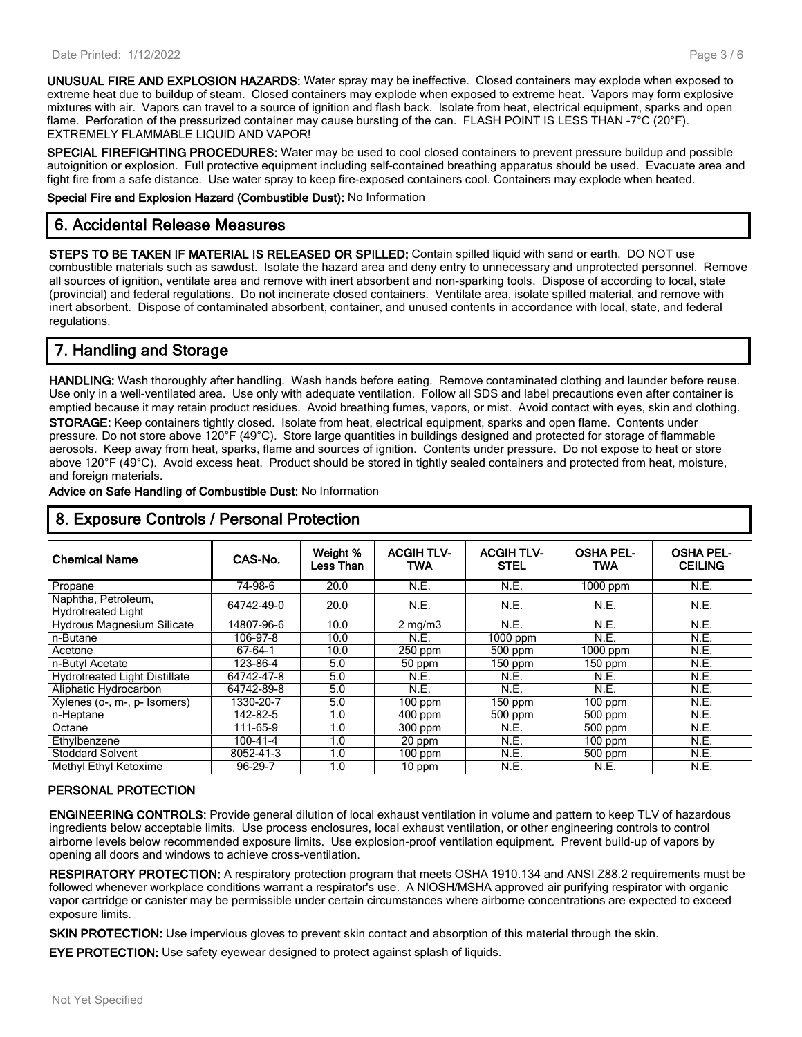**UNUSUAL FIRE AND EXPLOSION HAZARDS:** Water spray may be ineffective. Closed containers may explode when exposed to extreme heat due to buildup of steam. Closed containers may explode when exposed to extreme heat. Vapors may form explosive mixtures with air. Vapors can travel to a source of ignition and flash back. Isolate from heat, electrical equipment, sparks and open flame. Perforation of the pressurized container may cause bursting of the can. FLASH POINT IS LESS THAN -7°C (20°F). EXTREMELY FLAMMABLE LIQUID AND VAPOR!

**SPECIAL FIREFIGHTING PROCEDURES:** Water may be used to cool closed containers to prevent pressure buildup and possible autoignition or explosion. Full protective equipment including self-contained breathing apparatus should be used. Evacuate area and fight fire from a safe distance. Use water spray to keep fire-exposed containers cool. Containers may explode when heated.

**Special Fire and Explosion Hazard (Combustible Dust):** No Information

## 6. Accidental Release Measures

**STEPS TO BE TAKEN IF MATERIAL IS RELEASED OR SPILLED:** Contain spilled liquid with sand or earth. DO NOT use combustible materials such as sawdust. Isolate the hazard area and deny entry to unnecessary and unprotected personnel. Remove all sources of ignition, ventilate area and remove with inert absorbent and non-sparking tools. Dispose of according to local, state (provincial) and federal regulations. Do not incinerate closed containers. Ventilate area, isolate spilled material, and remove with inert absorbent. Dispose of contaminated absorbent, container, and unused contents in accordance with local, state, and federal regulations.

## 7. Handling and Storage

**HANDLING:** Wash thoroughly after handling. Wash hands before eating. Remove contaminated clothing and launder before reuse. Use only in a well-ventilated area. Use only with adequate ventilation. Follow all SDS and label precautions even after container is emptied because it may retain product residues. Avoid breathing fumes, vapors, or mist. Avoid contact with eyes, skin and clothing.

**STORAGE:** Keep containers tightly closed. Isolate from heat, electrical equipment, sparks and open flame. Contents under pressure. Do not store above 120°F (49°C). Store large quantities in buildings designed and protected for storage of flammable aerosols. Keep away from heat, sparks, flame and sources of ignition. Contents under pressure. Do not expose to heat or store above 120°F (49°C). Avoid excess heat. Product should be stored in tightly sealed containers and protected from heat, moisture, and foreign materials.

**Advice on Safe Handling of Combustible Dust:** No Information

## 8. Exposure Controls / Personal Protection

| Chemical Name | CAS-No. | Weight % Less Than | ACGIH TLV-TWA | ACGIH TLV-STEL | OSHA PEL-TWA | OSHA PEL-CEILING |
|---|---|---|---|---|---|---|
| Propane | 74-98-6 | 20.0 | N.E. | N.E. | 1000 ppm | N.E. |
| Naphtha, Petroleum, Hydrotreated Light | 64742-49-0 | 20.0 | N.E. | N.E. | N.E. | N.E. |
| Hydrous Magnesium Silicate | 14807-96-6 | 10.0 | 2 mg/m3 | N.E. | N.E. | N.E. |
| n-Butane | 106-97-8 | 10.0 | N.E. | 1000 ppm | N.E. | N.E. |
| Acetone | 67-64-1 | 10.0 | 250 ppm | 500 ppm | 1000 ppm | N.E. |
| n-Butyl Acetate | 123-86-4 | 5.0 | 50 ppm | 150 ppm | 150 ppm | N.E. |
| Hydrotreated Light Distillate | 64742-47-8 | 5.0 | N.E. | N.E. | N.E. | N.E. |
| Aliphatic Hydrocarbon | 64742-89-8 | 5.0 | N.E. | N.E. | N.E. | N.E. |
| Xylenes (o-, m-, p- Isomers) | 1330-20-7 | 5.0 | 100 ppm | 150 ppm | 100 ppm | N.E. |
| n-Heptane | 142-82-5 | 1.0 | 400 ppm | 500 ppm | 500 ppm | N.E. |
| Octane | 111-65-9 | 1.0 | 300 ppm | N.E. | 500 ppm | N.E. |
| Ethylbenzene | 100-41-4 | 1.0 | 20 ppm | N.E. | 100 ppm | N.E. |
| Stoddard Solvent | 8052-41-3 | 1.0 | 100 ppm | N.E. | 500 ppm | N.E. |
| Methyl Ethyl Ketoxime | 96-29-7 | 1.0 | 10 ppm | N.E. | N.E. | N.E. |

### PERSONAL PROTECTION

**ENGINEERING CONTROLS:** Provide general dilution of local exhaust ventilation in volume and pattern to keep TLV of hazardous ingredients below acceptable limits. Use process enclosures, local exhaust ventilation, or other engineering controls to control airborne levels below recommended exposure limits. Use explosion-proof ventilation equipment. Prevent build-up of vapors by opening all doors and windows to achieve cross-ventilation.

**RESPIRATORY PROTECTION:** A respiratory protection program that meets OSHA 1910.134 and ANSI Z88.2 requirements must be followed whenever workplace conditions warrant a respirator's use. A NIOSH/MSHA approved air purifying respirator with organic vapor cartridge or canister may be permissible under certain circumstances where airborne concentrations are expected to exceed exposure limits.

**SKIN PROTECTION:** Use impervious gloves to prevent skin contact and absorption of this material through the skin.

**EYE PROTECTION:** Use safety eyewear designed to protect against splash of liquids.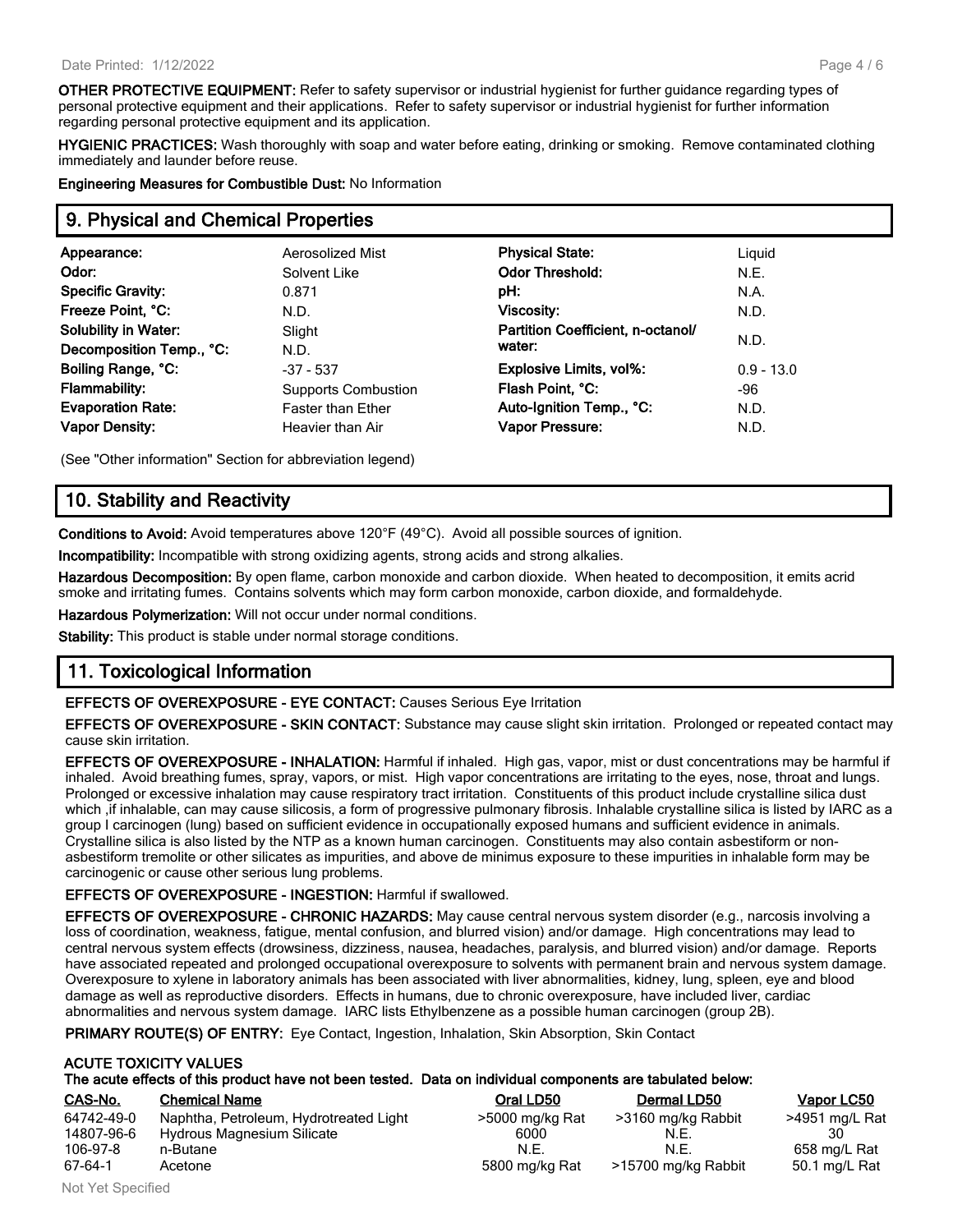**OTHER PROTECTIVE EQUIPMENT:** Refer to safety supervisor or industrial hygienist for further guidance regarding types of personal protective equipment and their applications. Refer to safety supervisor or industrial hygienist for further information regarding personal protective equipment and its application.

**HYGIENIC PRACTICES:** Wash thoroughly with soap and water before eating, drinking or smoking. Remove contaminated clothing immediately and launder before reuse.

**Engineering Measures for Combustible Dust:** No Information

## 9. Physical and Chemical Properties

| | | | |
|---|---|---|---|
| **Appearance:** | Aerosolized Mist | **Physical State:** | Liquid |
| **Odor:** | Solvent Like | **Odor Threshold:** | N.E. |
| **Specific Gravity:** | 0.871 | **pH:** | N.A. |
| **Freeze Point, °C:** | N.D. | **Viscosity:** | N.D. |
| **Solubility in Water:** | Slight | **Partition Coefficient, n-octanol/ water:** | N.D. |
| **Decomposition Temp., °C:** | N.D. | | |
| **Boiling Range, °C:** | -37 - 537 | **Explosive Limits, vol%:** | 0.9 - 13.0 |
| **Flammability:** | Supports Combustion | **Flash Point, °C:** | -96 |
| **Evaporation Rate:** | Faster than Ether | **Auto-Ignition Temp., °C:** | N.D. |
| **Vapor Density:** | Heavier than Air | **Vapor Pressure:** | N.D. |

(See "Other information" Section for abbreviation legend)

## 10. Stability and Reactivity

**Conditions to Avoid:** Avoid temperatures above 120°F (49°C). Avoid all possible sources of ignition.

**Incompatibility:** Incompatible with strong oxidizing agents, strong acids and strong alkalies.

**Hazardous Decomposition:** By open flame, carbon monoxide and carbon dioxide. When heated to decomposition, it emits acrid smoke and irritating fumes. Contains solvents which may form carbon monoxide, carbon dioxide, and formaldehyde.

**Hazardous Polymerization:** Will not occur under normal conditions.

**Stability:** This product is stable under normal storage conditions.

## 11. Toxicological Information

**EFFECTS OF OVEREXPOSURE - EYE CONTACT:** Causes Serious Eye Irritation

**EFFECTS OF OVEREXPOSURE - SKIN CONTACT:** Substance may cause slight skin irritation. Prolonged or repeated contact may cause skin irritation.

**EFFECTS OF OVEREXPOSURE - INHALATION:** Harmful if inhaled. High gas, vapor, mist or dust concentrations may be harmful if inhaled. Avoid breathing fumes, spray, vapors, or mist. High vapor concentrations are irritating to the eyes, nose, throat and lungs. Prolonged or excessive inhalation may cause respiratory tract irritation. Constituents of this product include crystalline silica dust which ,if inhalable, can may cause silicosis, a form of progressive pulmonary fibrosis. Inhalable crystalline silica is listed by IARC as a group I carcinogen (lung) based on sufficient evidence in occupationally exposed humans and sufficient evidence in animals. Crystalline silica is also listed by the NTP as a known human carcinogen. Constituents may also contain asbestiform or non-asbestiform tremolite or other silicates as impurities, and above de minimus exposure to these impurities in inhalable form may be carcinogenic or cause other serious lung problems.

**EFFECTS OF OVEREXPOSURE - INGESTION:** Harmful if swallowed.

**EFFECTS OF OVEREXPOSURE - CHRONIC HAZARDS:** May cause central nervous system disorder (e.g., narcosis involving a loss of coordination, weakness, fatigue, mental confusion, and blurred vision) and/or damage. High concentrations may lead to central nervous system effects (drowsiness, dizziness, nausea, headaches, paralysis, and blurred vision) and/or damage. Reports have associated repeated and prolonged occupational overexposure to solvents with permanent brain and nervous system damage. Overexposure to xylene in laboratory animals has been associated with liver abnormalities, kidney, lung, spleen, eye and blood damage as well as reproductive disorders. Effects in humans, due to chronic overexposure, have included liver, cardiac abnormalities and nervous system damage. IARC lists Ethylbenzene as a possible human carcinogen (group 2B).

**PRIMARY ROUTE(S) OF ENTRY:** Eye Contact, Ingestion, Inhalation, Skin Absorption, Skin Contact

**ACUTE TOXICITY VALUES**
**The acute effects of this product have not been tested. Data on individual components are tabulated below:**

| CAS-No. | Chemical Name | Oral LD50 | Dermal LD50 | Vapor LC50 |
|---|---|---|---|---|
| 64742-49-0 | Naphtha, Petroleum, Hydrotreated Light | >5000 mg/kg Rat | >3160 mg/kg Rabbit | >4951 mg/L Rat |
| 14807-96-6 | Hydrous Magnesium Silicate | 6000 | N.E. | 30 |
| 106-97-8 | n-Butane | N.E. | N.E. | 658 mg/L Rat |
| 67-64-1 | Acetone | 5800 mg/kg Rat | >15700 mg/kg Rabbit | 50.1 mg/L Rat |

Not Yet Specified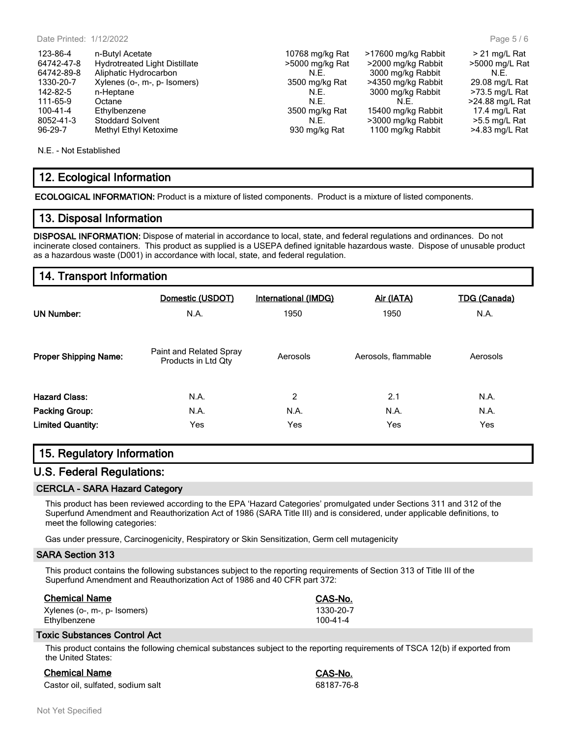| | | | | |
|---|---|---|---|---|
| 123-86-4 | n-Butyl Acetate | 10768 mg/kg Rat | >17600 mg/kg Rabbit | > 21 mg/L Rat |
| 64742-47-8 | Hydrotreated Light Distillate | >5000 mg/kg Rat | >2000 mg/kg Rabbit | >5000 mg/L Rat |
| 64742-89-8 | Aliphatic Hydrocarbon | N.E. | 3000 mg/kg Rabbit | N.E. |
| 1330-20-7 | Xylenes (o-, m-, p- Isomers) | 3500 mg/kg Rat | >4350 mg/kg Rabbit | 29.08 mg/L Rat |
| 142-82-5 | n-Heptane | N.E. | 3000 mg/kg Rabbit | >73.5 mg/L Rat |
| 111-65-9 | Octane | N.E. | N.E. | >24.88 mg/L Rat |
| 100-41-4 | Ethylbenzene | 3500 mg/kg Rat | 15400 mg/kg Rabbit | 17.4 mg/L Rat |
| 8052-41-3 | Stoddard Solvent | N.E. | >3000 mg/kg Rabbit | >5.5 mg/L Rat |
| 96-29-7 | Methyl Ethyl Ketoxime | 930 mg/kg Rat | 1100 mg/kg Rabbit | >4.83 mg/L Rat |

N.E. - Not Established

## 12. Ecological Information

**ECOLOGICAL INFORMATION:** Product is a mixture of listed components. Product is a mixture of listed components.

## 13. Disposal Information

**DISPOSAL INFORMATION:** Dispose of material in accordance to local, state, and federal regulations and ordinances. Do not incinerate closed containers. This product as supplied is a USEPA defined ignitable hazardous waste. Dispose of unusable product as a hazardous waste (D001) in accordance with local, state, and federal regulation.

## 14. Transport Information

| | Domestic (USDOT) | International (IMDG) | Air (IATA) | TDG (Canada) |
|---|---|---|---|---|
| **UN Number:** | N.A. | 1950 | 1950 | N.A. |
| **Proper Shipping Name:** | Paint and Related Spray Products in Ltd Qty | Aerosols | Aerosols, flammable | Aerosols |
| **Hazard Class:** | N.A. | 2 | 2.1 | N.A. |
| **Packing Group:** | N.A. | N.A. | N.A. | N.A. |
| **Limited Quantity:** | Yes | Yes | Yes | Yes |

## 15. Regulatory Information

## U.S. Federal Regulations:

### CERCLA - SARA Hazard Category

This product has been reviewed according to the EPA 'Hazard Categories' promulgated under Sections 311 and 312 of the Superfund Amendment and Reauthorization Act of 1986 (SARA Title III) and is considered, under applicable definitions, to meet the following categories:

Gas under pressure, Carcinogenicity, Respiratory or Skin Sensitization, Germ cell mutagenicity

### SARA Section 313

This product contains the following substances subject to the reporting requirements of Section 313 of Title III of the Superfund Amendment and Reauthorization Act of 1986 and 40 CFR part 372:

| Chemical Name | CAS-No. |
|---|---|
| Xylenes (o-, m-, p- Isomers) | 1330-20-7 |
| Ethylbenzene | 100-41-4 |

### Toxic Substances Control Act

This product contains the following chemical substances subject to the reporting requirements of TSCA 12(b) if exported from the United States:

| Chemical Name | CAS-No. |
|---|---|
| Castor oil, sulfated, sodium salt | 68187-76-8 |

Not Yet Specified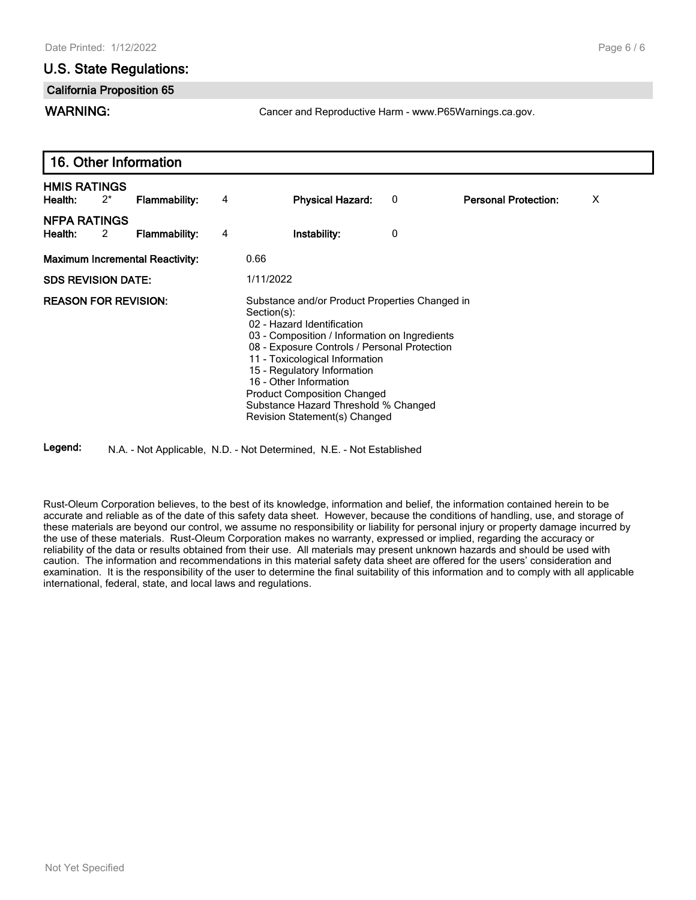## U.S. State Regulations:

**California Proposition 65**

**WARNING:** Cancer and Reproductive Harm - www.P65Warnings.ca.gov.

## 16. Other Information

**HMIS RATINGS**

| | | | | | | | |
|---|---|---|---|---|---|---|---|
| **Health:** | 2* | **Flammability:** | 4 | **Physical Hazard:** | 0 | **Personal Protection:** | X |

**NFPA RATINGS**

| | | | | | |
|---|---|---|---|---|---|
| **Health:** | 2 | **Flammability:** | 4 | **Instability:** | 0 |

**Maximum Incremental Reactivity:** 0.66

**SDS REVISION DATE:** 1/11/2022

**REASON FOR REVISION:** Substance and/or Product Properties Changed in Section(s):
- 02 - Hazard Identification
- 03 - Composition / Information on Ingredients
- 08 - Exposure Controls / Personal Protection
- 11 - Toxicological Information
- 15 - Regulatory Information
- 16 - Other Information

Product Composition Changed
Substance Hazard Threshold % Changed
Revision Statement(s) Changed

**Legend:** N.A. - Not Applicable, N.D. - Not Determined, N.E. - Not Established

Rust-Oleum Corporation believes, to the best of its knowledge, information and belief, the information contained herein to be accurate and reliable as of the date of this safety data sheet. However, because the conditions of handling, use, and storage of these materials are beyond our control, we assume no responsibility or liability for personal injury or property damage incurred by the use of these materials. Rust-Oleum Corporation makes no warranty, expressed or implied, regarding the accuracy or reliability of the data or results obtained from their use. All materials may present unknown hazards and should be used with caution. The information and recommendations in this material safety data sheet are offered for the users' consideration and examination. It is the responsibility of the user to determine the final suitability of this information and to comply with all applicable international, federal, state, and local laws and regulations.